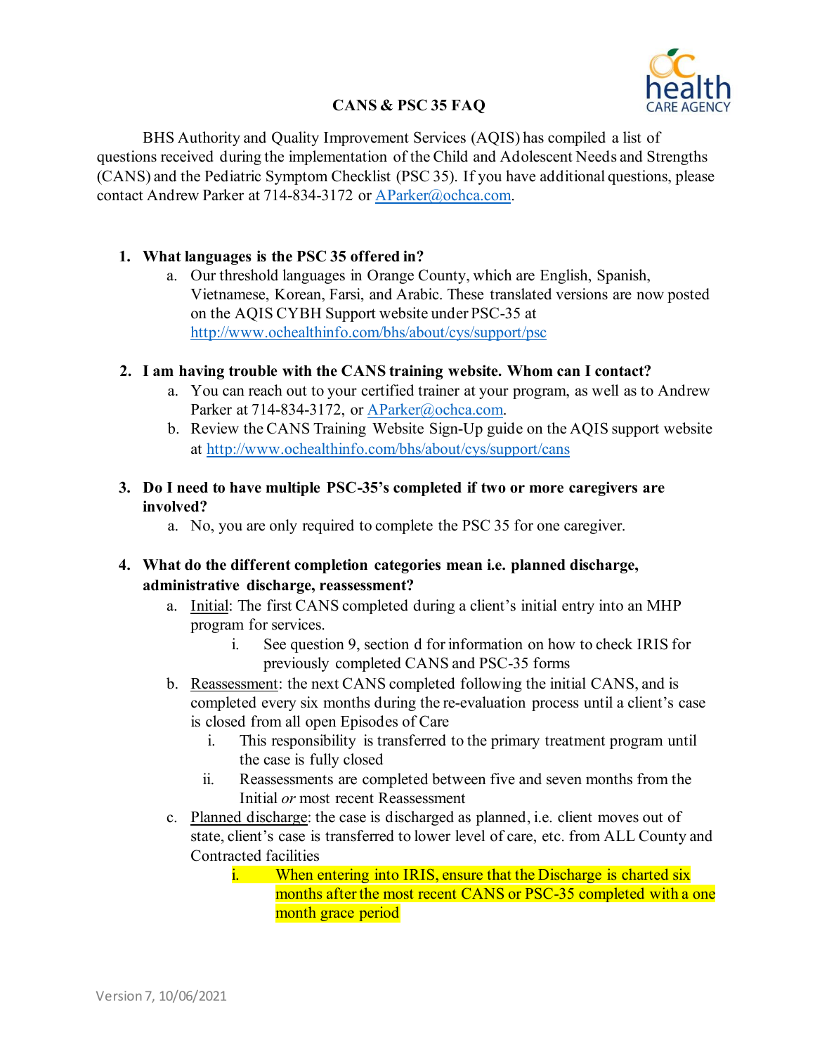# CANS & PSC 35 FAQ

BHS Authority and Quality Improvement Services (AQIS) has compiled a list of questions received during the implementation of the Child and Adolescent Needs and Strengths (CANS) and the Pediatric Symptom Checklist (PSC 35). If you have additional questions, please contact Andrew Parker at 714-834-3172 or [AParker@ochca.com](mailto:AParker@ochca.com).

1. **What languages is the PSC 35 offered in?**
   a. Our threshold languages in Orange County, which are English, Spanish, Vietnamese, Korean, Farsi, and Arabic. These translated versions are now posted on the AQIS CYBH Support website under PSC-35 at http://www.ochealthinfo.com/bhs/about/cys/support/psc

2. **I am having trouble with the CANS training website. Whom can I contact?**
   a. You can reach out to your certified trainer at your program, as well as to Andrew Parker at 714-834-3172, or [AParker@ochca.com](mailto:AParker@ochca.com).
   b. Review the CANS Training Website Sign-Up guide on the AQIS support website at http://www.ochealthinfo.com/bhs/about/cys/support/cans

3. **Do I need to have multiple PSC-35's completed if two or more caregivers are involved?**
   a. No, you are only required to complete the PSC 35 for one caregiver.

4. **What do the different completion categories mean i.e. planned discharge, administrative discharge, reassessment?**
   a. <u>Initial</u>: The first CANS completed during a client's initial entry into an MHP program for services.
      i. See question 9, section d for information on how to check IRIS for previously completed CANS and PSC-35 forms
   b. <u>Reassessment</u>: the next CANS completed following the initial CANS, and is completed every six months during the re-evaluation process until a client's case is closed from all open Episodes of Care
      i. This responsibility is transferred to the primary treatment program until the case is fully closed
      ii. Reassessments are completed between five and seven months from the Initial *or* most recent Reassessment
   c. <u>Planned discharge</u>: the case is discharged as planned, i.e. client moves out of state, client's case is transferred to lower level of care, etc. from ALL County and Contracted facilities
      i. When entering into IRIS, ensure that the Discharge is charted six months after the most recent CANS or PSC-35 completed with a one month grace period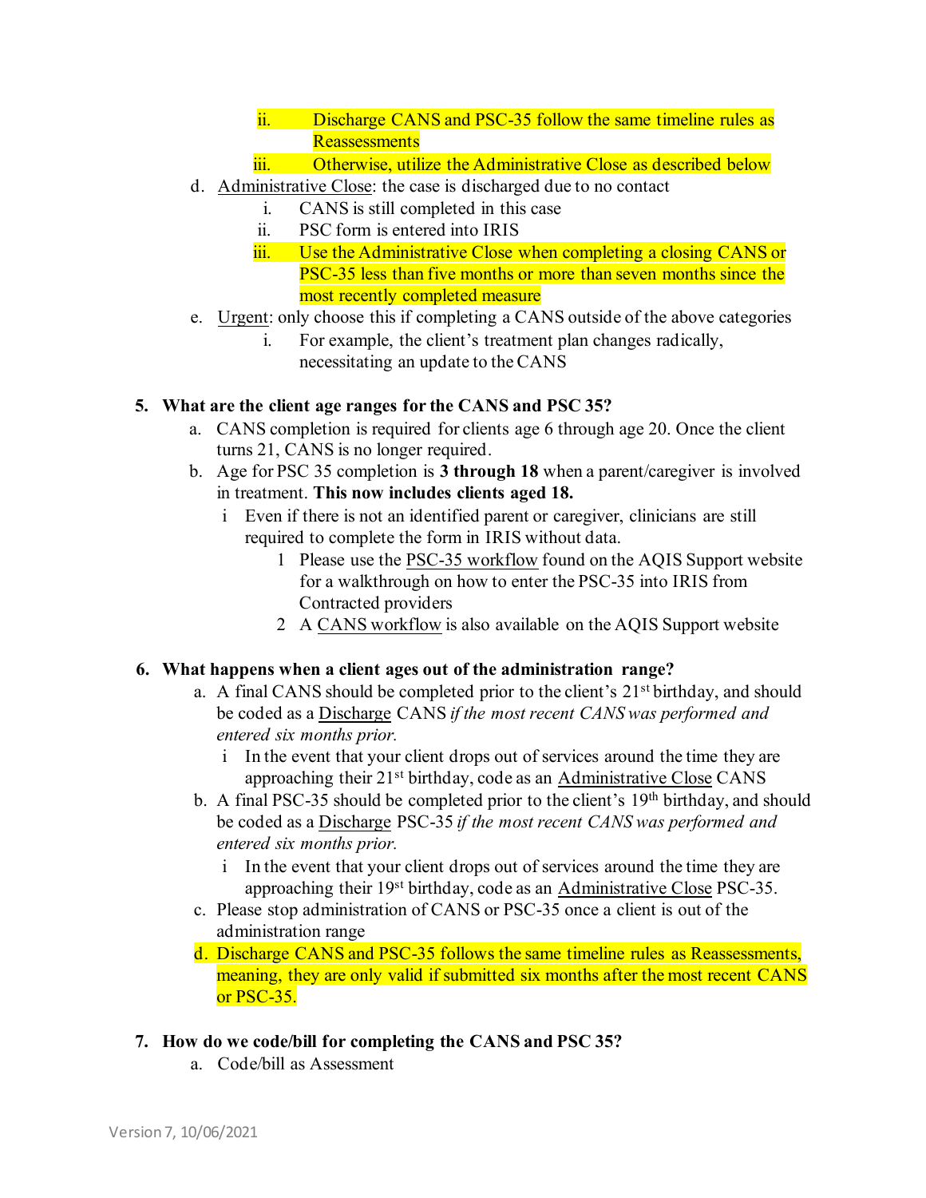ii. Discharge CANS and PSC-35 follow the same timeline rules as Reassessments
   iii. Otherwise, utilize the Administrative Close as described below

d. Administrative Close: the case is discharged due to no contact
   i. CANS is still completed in this case
   ii. PSC form is entered into IRIS
   iii. Use the Administrative Close when completing a closing CANS or PSC-35 less than five months or more than seven months since the most recently completed measure

e. Urgent: only choose this if completing a CANS outside of the above categories
   i. For example, the client's treatment plan changes radically, necessitating an update to the CANS

**5. What are the client age ranges for the CANS and PSC 35?**

a. CANS completion is required for clients age 6 through age 20. Once the client turns 21, CANS is no longer required.

b. Age for PSC 35 completion is **3 through 18** when a parent/caregiver is involved in treatment. **This now includes clients aged 18.**
   i Even if there is not an identified parent or caregiver, clinicians are still required to complete the form in IRIS without data.
      1 Please use the PSC-35 workflow found on the AQIS Support website for a walkthrough on how to enter the PSC-35 into IRIS from Contracted providers
      2 A CANS workflow is also available on the AQIS Support website

**6. What happens when a client ages out of the administration range?**

a. A final CANS should be completed prior to the client's 21st birthday, and should be coded as a Discharge CANS *if the most recent CANS was performed and entered six months prior.*
   i In the event that your client drops out of services around the time they are approaching their 21st birthday, code as an Administrative Close CANS

b. A final PSC-35 should be completed prior to the client's 19th birthday, and should be coded as a Discharge PSC-35 *if the most recent CANS was performed and entered six months prior.*
   i In the event that your client drops out of services around the time they are approaching their 19st birthday, code as an Administrative Close PSC-35.

c. Please stop administration of CANS or PSC-35 once a client is out of the administration range

d. Discharge CANS and PSC-35 follows the same timeline rules as Reassessments, meaning, they are only valid if submitted six months after the most recent CANS or PSC-35.

**7. How do we code/bill for completing the CANS and PSC 35?**

a. Code/bill as Assessment

Version 7, 10/06/2021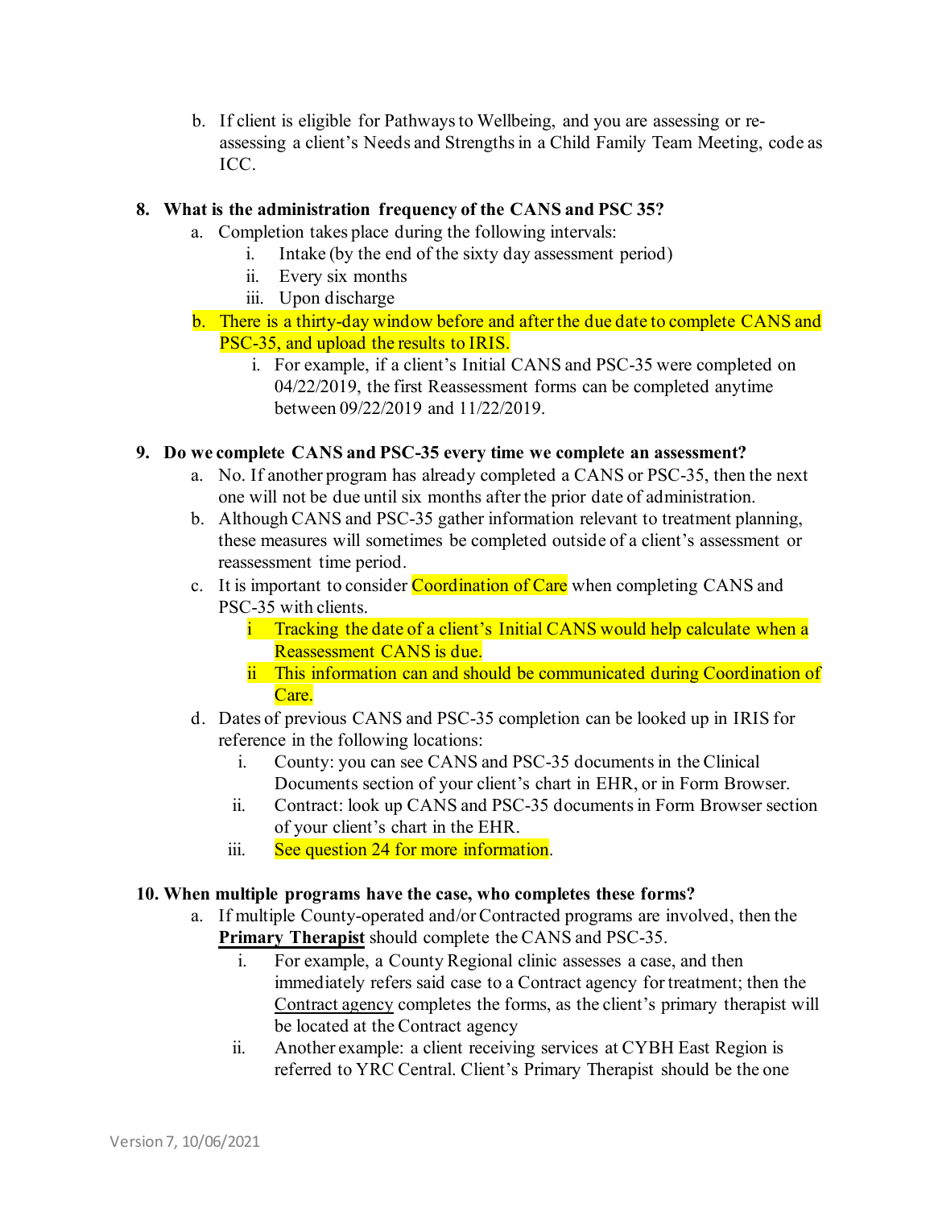b. If client is eligible for Pathways to Wellbeing, and you are assessing or re-assessing a client's Needs and Strengths in a Child Family Team Meeting, code as ICC.

**8. What is the administration frequency of the CANS and PSC 35?**

a. Completion takes place during the following intervals:
   i. Intake (by the end of the sixty day assessment period)
   ii. Every six months
   iii. Upon discharge

b. There is a thirty-day window before and after the due date to complete CANS and PSC-35, and upload the results to IRIS.
   i. For example, if a client's Initial CANS and PSC-35 were completed on 04/22/2019, the first Reassessment forms can be completed anytime between 09/22/2019 and 11/22/2019.

**9. Do we complete CANS and PSC-35 every time we complete an assessment?**

a. No. If another program has already completed a CANS or PSC-35, then the next one will not be due until six months after the prior date of administration.

b. Although CANS and PSC-35 gather information relevant to treatment planning, these measures will sometimes be completed outside of a client's assessment or reassessment time period.

c. It is important to consider Coordination of Care when completing CANS and PSC-35 with clients.
   i Tracking the date of a client's Initial CANS would help calculate when a Reassessment CANS is due.
   ii This information can and should be communicated during Coordination of Care.

d. Dates of previous CANS and PSC-35 completion can be looked up in IRIS for reference in the following locations:
   i. County: you can see CANS and PSC-35 documents in the Clinical Documents section of your client's chart in EHR, or in Form Browser.
   ii. Contract: look up CANS and PSC-35 documents in Form Browser section of your client's chart in the EHR.
   iii. See question 24 for more information.

**10. When multiple programs have the case, who completes these forms?**

a. If multiple County-operated and/or Contracted programs are involved, then the **Primary Therapist** should complete the CANS and PSC-35.
   i. For example, a County Regional clinic assesses a case, and then immediately refers said case to a Contract agency for treatment; then the Contract agency completes the forms, as the client's primary therapist will be located at the Contract agency
   ii. Another example: a client receiving services at CYBH East Region is referred to YRC Central. Client's Primary Therapist should be the one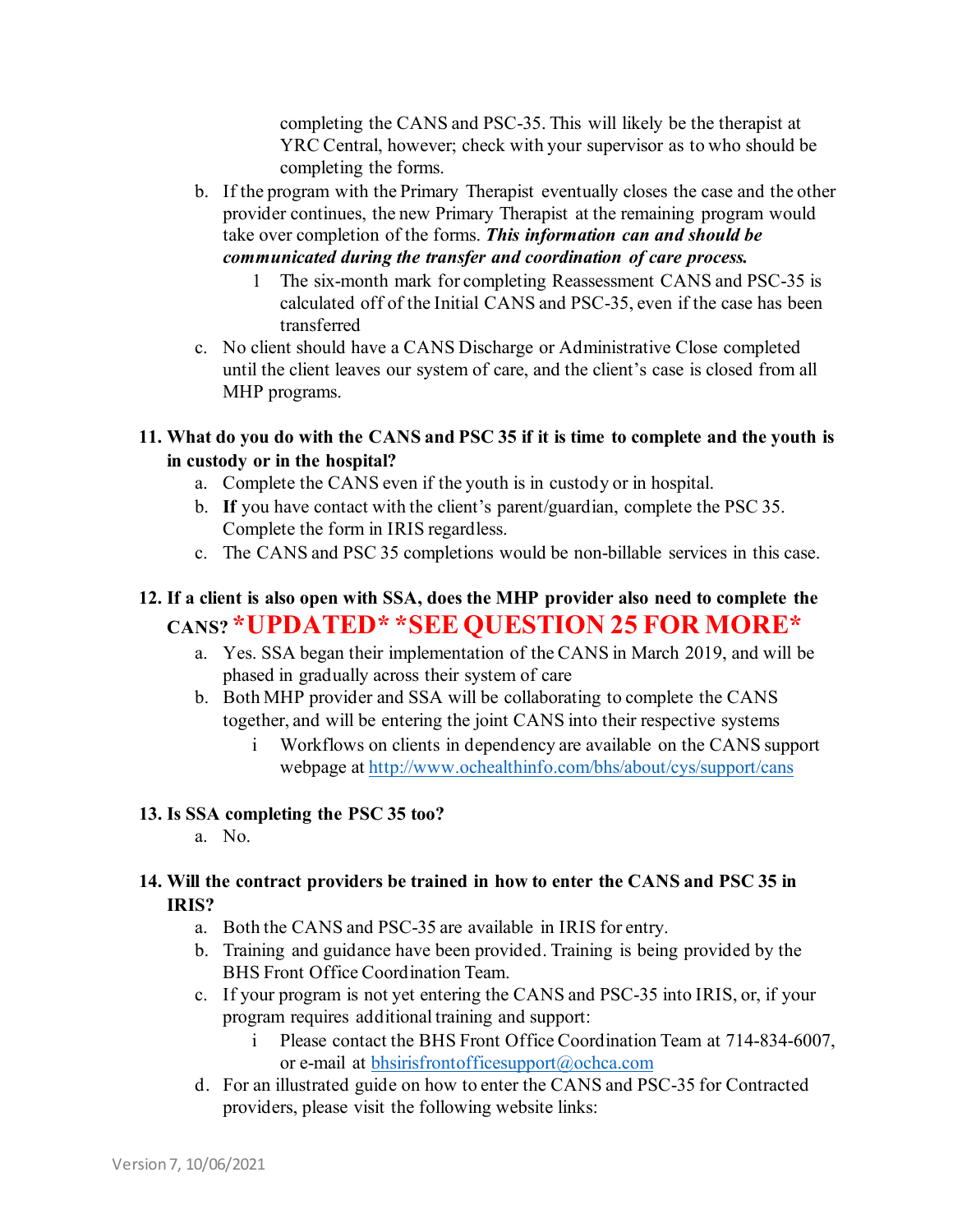completing the CANS and PSC-35. This will likely be the therapist at YRC Central, however; check with your supervisor as to who should be completing the forms.

b. If the program with the Primary Therapist eventually closes the case and the other provider continues, the new Primary Therapist at the remaining program would take over completion of the forms. ***This information can and should be communicated during the transfer and coordination of care process.***
   1. The six-month mark for completing Reassessment CANS and PSC-35 is calculated off of the Initial CANS and PSC-35, even if the case has been transferred

c. No client should have a CANS Discharge or Administrative Close completed until the client leaves our system of care, and the client's case is closed from all MHP programs.

**11. What do you do with the CANS and PSC 35 if it is time to complete and the youth is in custody or in the hospital?**

a. Complete the CANS even if the youth is in custody or in hospital.
b. **If** you have contact with the client's parent/guardian, complete the PSC 35. Complete the form in IRIS regardless.
c. The CANS and PSC 35 completions would be non-billable services in this case.

**12. If a client is also open with SSA, does the MHP provider also need to complete the CANS? *UPDATED* *SEE QUESTION 25 FOR MORE***

a. Yes. SSA began their implementation of the CANS in March 2019, and will be phased in gradually across their system of care
b. Both MHP provider and SSA will be collaborating to complete the CANS together, and will be entering the joint CANS into their respective systems
   i. Workflows on clients in dependency are available on the CANS support webpage at http://www.ochealthinfo.com/bhs/about/cys/support/cans

**13. Is SSA completing the PSC 35 too?**

a. No.

**14. Will the contract providers be trained in how to enter the CANS and PSC 35 in IRIS?**

a. Both the CANS and PSC-35 are available in IRIS for entry.
b. Training and guidance have been provided. Training is being provided by the BHS Front Office Coordination Team.
c. If your program is not yet entering the CANS and PSC-35 into IRIS, or, if your program requires additional training and support:
   i. Please contact the BHS Front Office Coordination Team at 714-834-6007, or e-mail at bhsirisfrontofficesupport@ochca.com
d. For an illustrated guide on how to enter the CANS and PSC-35 for Contracted providers, please visit the following website links:

Version 7, 10/06/2021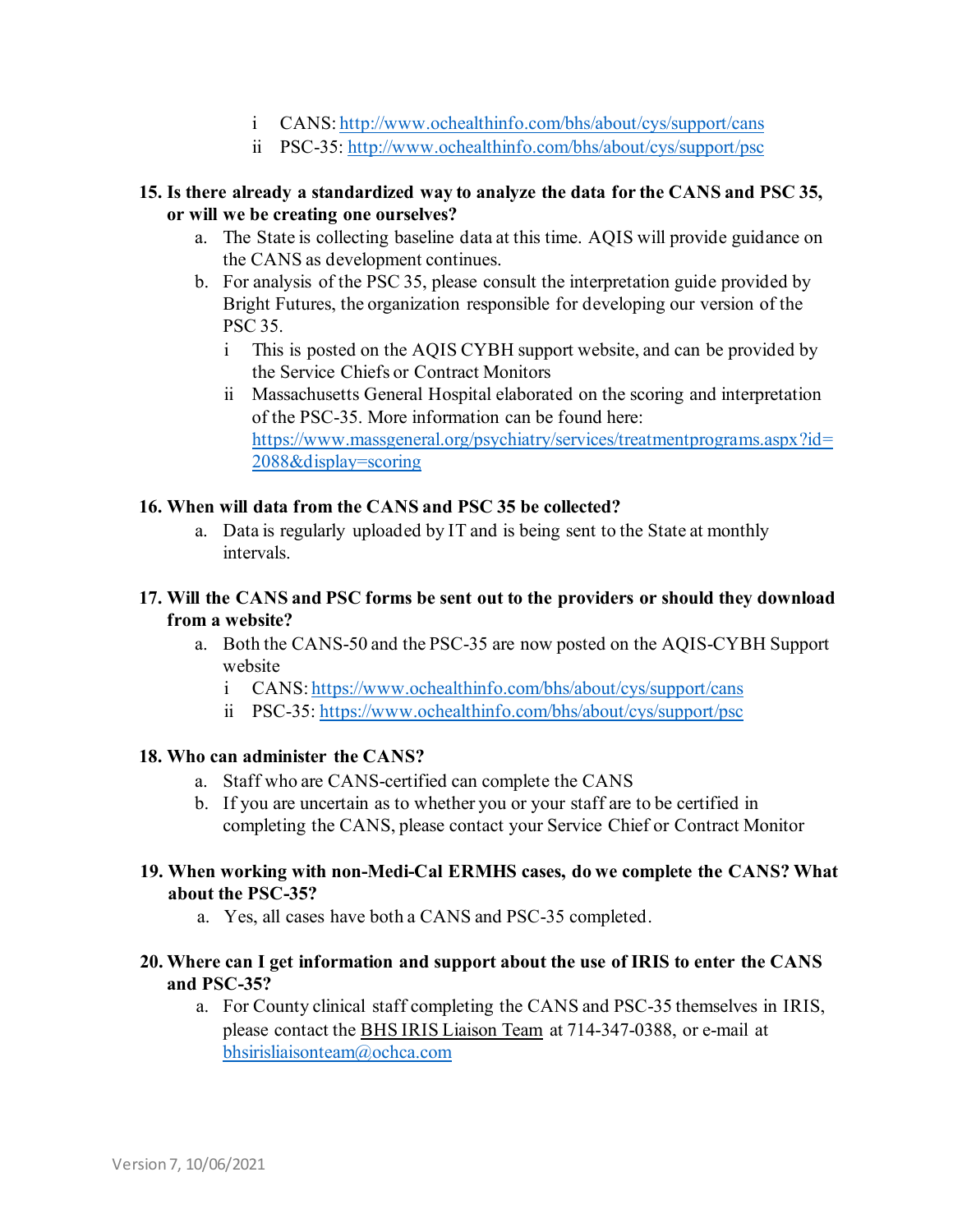i CANS: [http://www.ochealthinfo.com/bhs/about/cys/support/cans](http://www.ochealthinfo.com/bhs/about/cys/support/cans)
   ii PSC-35: [http://www.ochealthinfo.com/bhs/about/cys/support/psc](http://www.ochealthinfo.com/bhs/about/cys/support/psc)

**15. Is there already a standardized way to analyze the data for the CANS and PSC 35, or will we be creating one ourselves?**

   a. The State is collecting baseline data at this time. AQIS will provide guidance on the CANS as development continues.
   b. For analysis of the PSC 35, please consult the interpretation guide provided by Bright Futures, the organization responsible for developing our version of the PSC 35.
      i This is posted on the AQIS CYBH support website, and can be provided by the Service Chiefs or Contract Monitors
      ii Massachusetts General Hospital elaborated on the scoring and interpretation of the PSC-35. More information can be found here: [https://www.massgeneral.org/psychiatry/services/treatmentprograms.aspx?id=2088&display=scoring](https://www.massgeneral.org/psychiatry/services/treatmentprograms.aspx?id=2088&display=scoring)

**16. When will data from the CANS and PSC 35 be collected?**

   a. Data is regularly uploaded by IT and is being sent to the State at monthly intervals.

**17. Will the CANS and PSC forms be sent out to the providers or should they download from a website?**

   a. Both the CANS-50 and the PSC-35 are now posted on the AQIS-CYBH Support website
      i CANS: [https://www.ochealthinfo.com/bhs/about/cys/support/cans](https://www.ochealthinfo.com/bhs/about/cys/support/cans)
      ii PSC-35: [https://www.ochealthinfo.com/bhs/about/cys/support/psc](https://www.ochealthinfo.com/bhs/about/cys/support/psc)

**18. Who can administer the CANS?**

   a. Staff who are CANS-certified can complete the CANS
   b. If you are uncertain as to whether you or your staff are to be certified in completing the CANS, please contact your Service Chief or Contract Monitor

**19. When working with non-Medi-Cal ERMHS cases, do we complete the CANS? What about the PSC-35?**

   a. Yes, all cases have both a CANS and PSC-35 completed.

**20. Where can I get information and support about the use of IRIS to enter the CANS and PSC-35?**

   a. For County clinical staff completing the CANS and PSC-35 themselves in IRIS, please contact the BHS IRIS Liaison Team at 714-347-0388, or e-mail at [bhsirisliaisonteam@ochca.com](mailto:bhsirisliaisonteam@ochca.com)

Version 7, 10/06/2021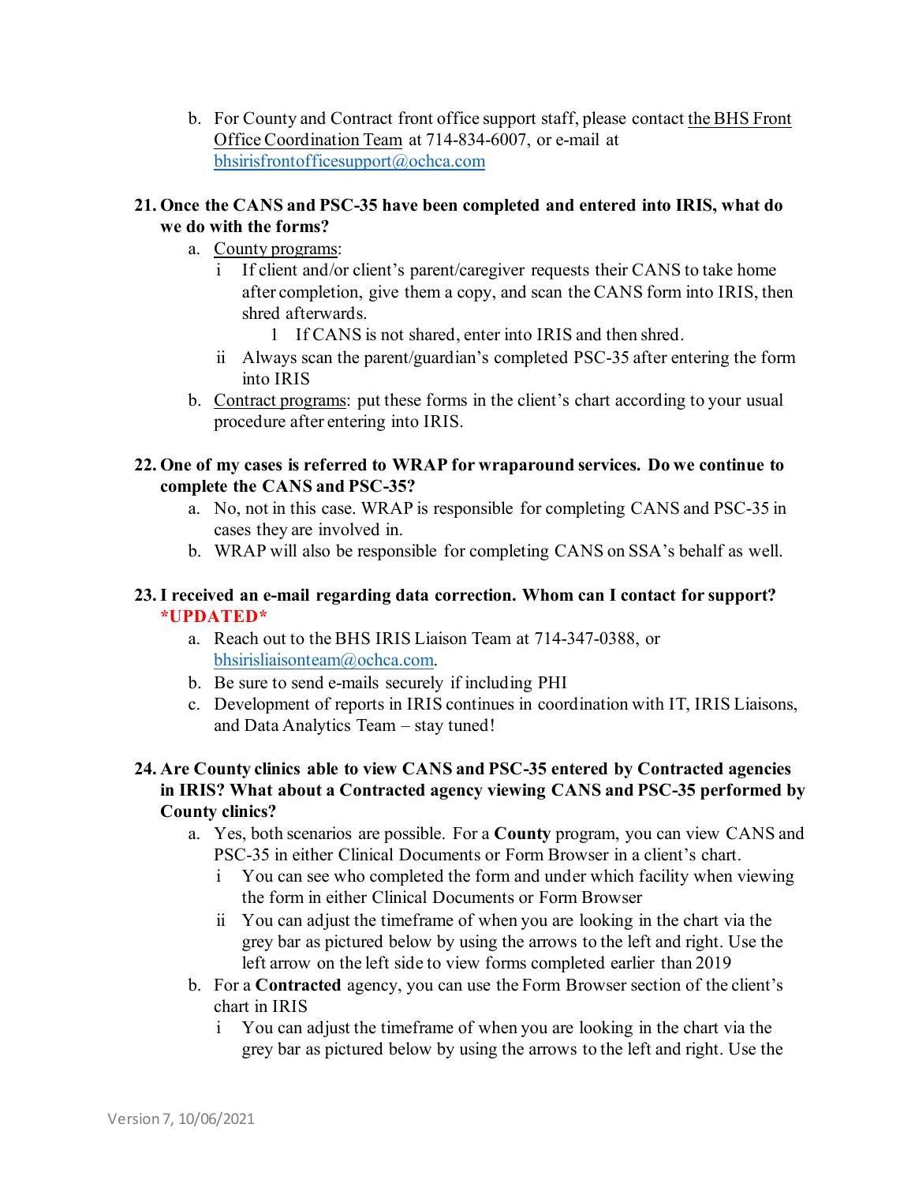b. For County and Contract front office support staff, please contact the BHS Front Office Coordination Team at 714-834-6007, or e-mail at bhsirisfrontofficesupport@ochca.com

**21. Once the CANS and PSC-35 have been completed and entered into IRIS, what do we do with the forms?**

a. County programs:
   i. If client and/or client's parent/caregiver requests their CANS to take home after completion, give them a copy, and scan the CANS form into IRIS, then shred afterwards.
      1. If CANS is not shared, enter into IRIS and then shred.
   ii. Always scan the parent/guardian's completed PSC-35 after entering the form into IRIS

b. Contract programs: put these forms in the client's chart according to your usual procedure after entering into IRIS.

**22. One of my cases is referred to WRAP for wraparound services. Do we continue to complete the CANS and PSC-35?**

a. No, not in this case. WRAP is responsible for completing CANS and PSC-35 in cases they are involved in.

b. WRAP will also be responsible for completing CANS on SSA's behalf as well.

**23. I received an e-mail regarding data correction. Whom can I contact for support? *UPDATED***

a. Reach out to the BHS IRIS Liaison Team at 714-347-0388, or bhsirisliaisonteam@ochca.com.

b. Be sure to send e-mails securely if including PHI

c. Development of reports in IRIS continues in coordination with IT, IRIS Liaisons, and Data Analytics Team – stay tuned!

**24. Are County clinics able to view CANS and PSC-35 entered by Contracted agencies in IRIS? What about a Contracted agency viewing CANS and PSC-35 performed by County clinics?**

a. Yes, both scenarios are possible. For a **County** program, you can view CANS and PSC-35 in either Clinical Documents or Form Browser in a client's chart.
   i. You can see who completed the form and under which facility when viewing the form in either Clinical Documents or Form Browser
   ii. You can adjust the timeframe of when you are looking in the chart via the grey bar as pictured below by using the arrows to the left and right. Use the left arrow on the left side to view forms completed earlier than 2019

b. For a **Contracted** agency, you can use the Form Browser section of the client's chart in IRIS
   i. You can adjust the timeframe of when you are looking in the chart via the grey bar as pictured below by using the arrows to the left and right. Use the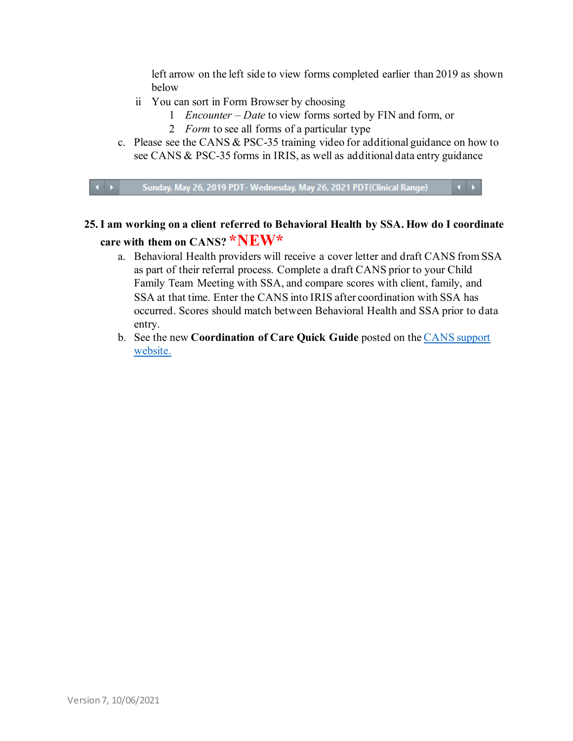left arrow on the left side to view forms completed earlier than 2019 as shown below

ii You can sort in Form Browser by choosing

1 *Encounter – Date* to view forms sorted by FIN and form, or

2 *Form* to see all forms of a particular type

c. Please see the CANS & PSC-35 training video for additional guidance on how to see CANS & PSC-35 forms in IRIS, as well as additional data entry guidance

Sunday, May 26, 2019 PDT- Wednesday, May 26, 2021 PDT(Clinical Range)

**25. I am working on a client referred to Behavioral Health by SSA. How do I coordinate care with them on CANS? *NEW***

a. Behavioral Health providers will receive a cover letter and draft CANS from SSA as part of their referral process. Complete a draft CANS prior to your Child Family Team Meeting with SSA, and compare scores with client, family, and SSA at that time. Enter the CANS into IRIS after coordination with SSA has occurred. Scores should match between Behavioral Health and SSA prior to data entry.

b. See the new **Coordination of Care Quick Guide** posted on the [CANS support website.]()

Version 7, 10/06/2021